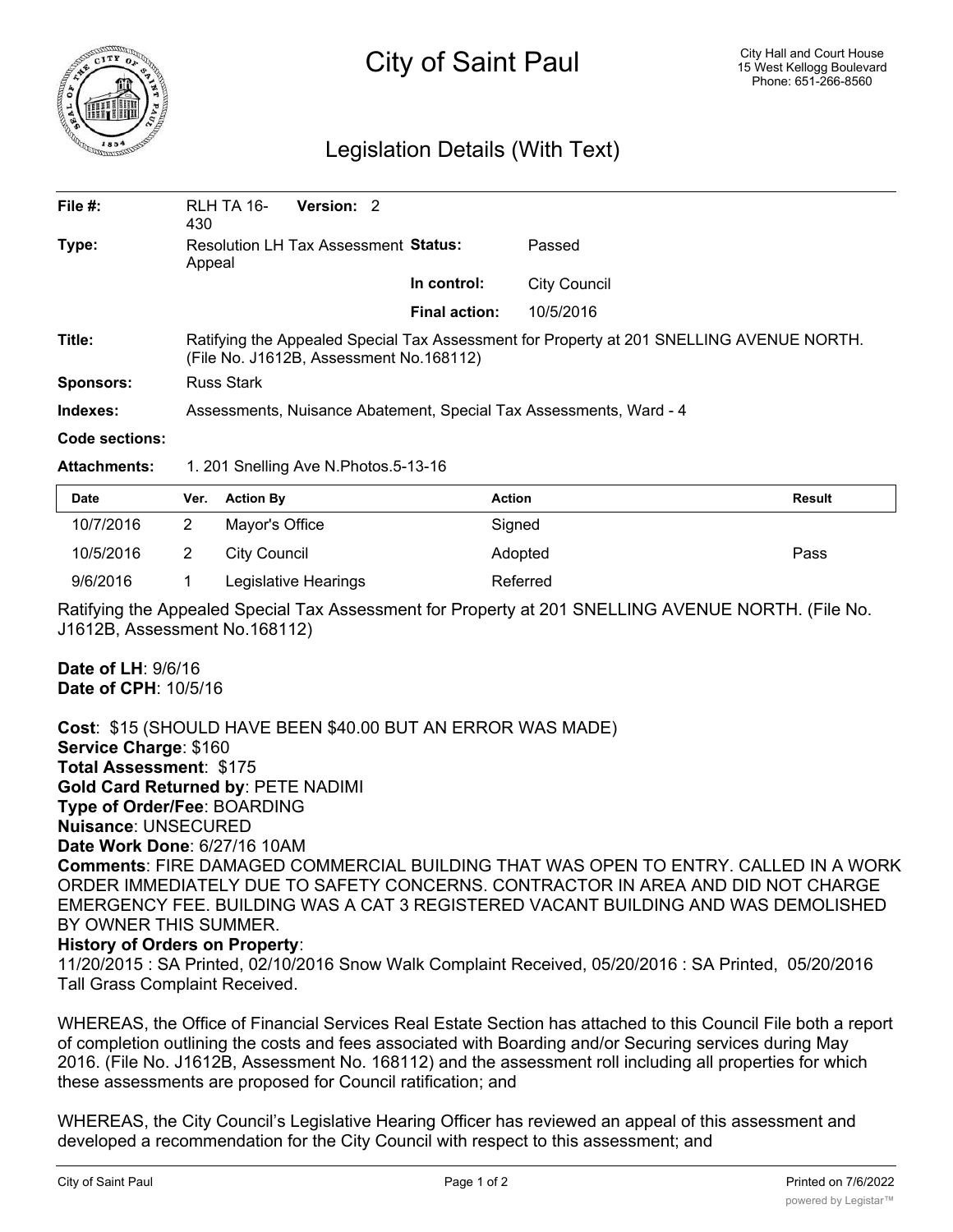# City of Saint Paul

City Hall and Court House
15 West Kellogg Boulevard
Phone: 651-266-8560

## Legislation Details (With Text)

| | | | |
|---|---|---|---|
| **File #:** | RLH TA 16-430 **Version:** 2 | | |
| **Type:** | Resolution LH Tax Assessment Appeal | **Status:** | Passed |
| | | **In control:** | City Council |
| | | **Final action:** | 10/5/2016 |

**Title:** Ratifying the Appealed Special Tax Assessment for Property at 201 SNELLING AVENUE NORTH. (File No. J1612B, Assessment No.168112)

**Sponsors:** Russ Stark

**Indexes:** Assessments, Nuisance Abatement, Special Tax Assessments, Ward - 4

**Code sections:**

**Attachments:** 1. 201 Snelling Ave N.Photos.5-13-16

| Date | Ver. | Action By | Action | Result |
|---|---|---|---|---|
| 10/7/2016 | 2 | Mayor's Office | Signed | |
| 10/5/2016 | 2 | City Council | Adopted | Pass |
| 9/6/2016 | 1 | Legislative Hearings | Referred | |

Ratifying the Appealed Special Tax Assessment for Property at 201 SNELLING AVENUE NORTH. (File No. J1612B, Assessment No.168112)

**Date of LH**: 9/6/16
**Date of CPH**: 10/5/16

**Cost**: $15 (SHOULD HAVE BEEN $40.00 BUT AN ERROR WAS MADE)
**Service Charge**: $160
**Total Assessment**: $175
**Gold Card Returned by**: PETE NADIMI
**Type of Order/Fee**: BOARDING
**Nuisance**: UNSECURED
**Date Work Done**: 6/27/16 10AM
**Comments**: FIRE DAMAGED COMMERCIAL BUILDING THAT WAS OPEN TO ENTRY. CALLED IN A WORK ORDER IMMEDIATELY DUE TO SAFETY CONCERNS. CONTRACTOR IN AREA AND DID NOT CHARGE EMERGENCY FEE. BUILDING WAS A CAT 3 REGISTERED VACANT BUILDING AND WAS DEMOLISHED BY OWNER THIS SUMMER.
**History of Orders on Property**:
11/20/2015 : SA Printed, 02/10/2016 Snow Walk Complaint Received, 05/20/2016 : SA Printed, 05/20/2016 Tall Grass Complaint Received.

WHEREAS, the Office of Financial Services Real Estate Section has attached to this Council File both a report of completion outlining the costs and fees associated with Boarding and/or Securing services during May 2016. (File No. J1612B, Assessment No. 168112) and the assessment roll including all properties for which these assessments are proposed for Council ratification; and

WHEREAS, the City Council's Legislative Hearing Officer has reviewed an appeal of this assessment and developed a recommendation for the City Council with respect to this assessment; and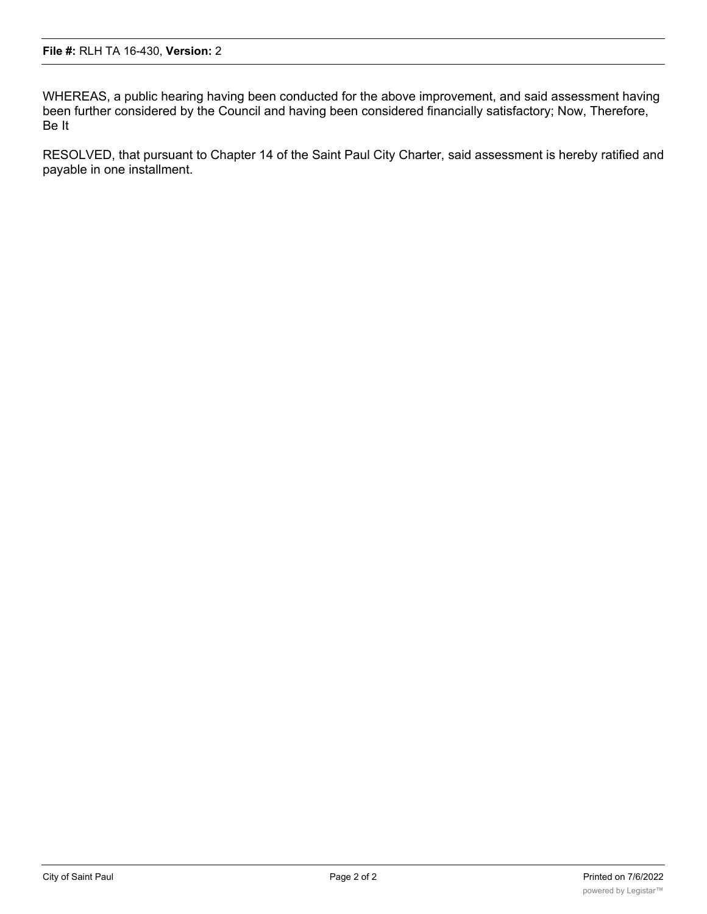WHEREAS, a public hearing having been conducted for the above improvement, and said assessment having been further considered by the Council and having been considered financially satisfactory; Now, Therefore, Be It

RESOLVED, that pursuant to Chapter 14 of the Saint Paul City Charter, said assessment is hereby ratified and payable in one installment.